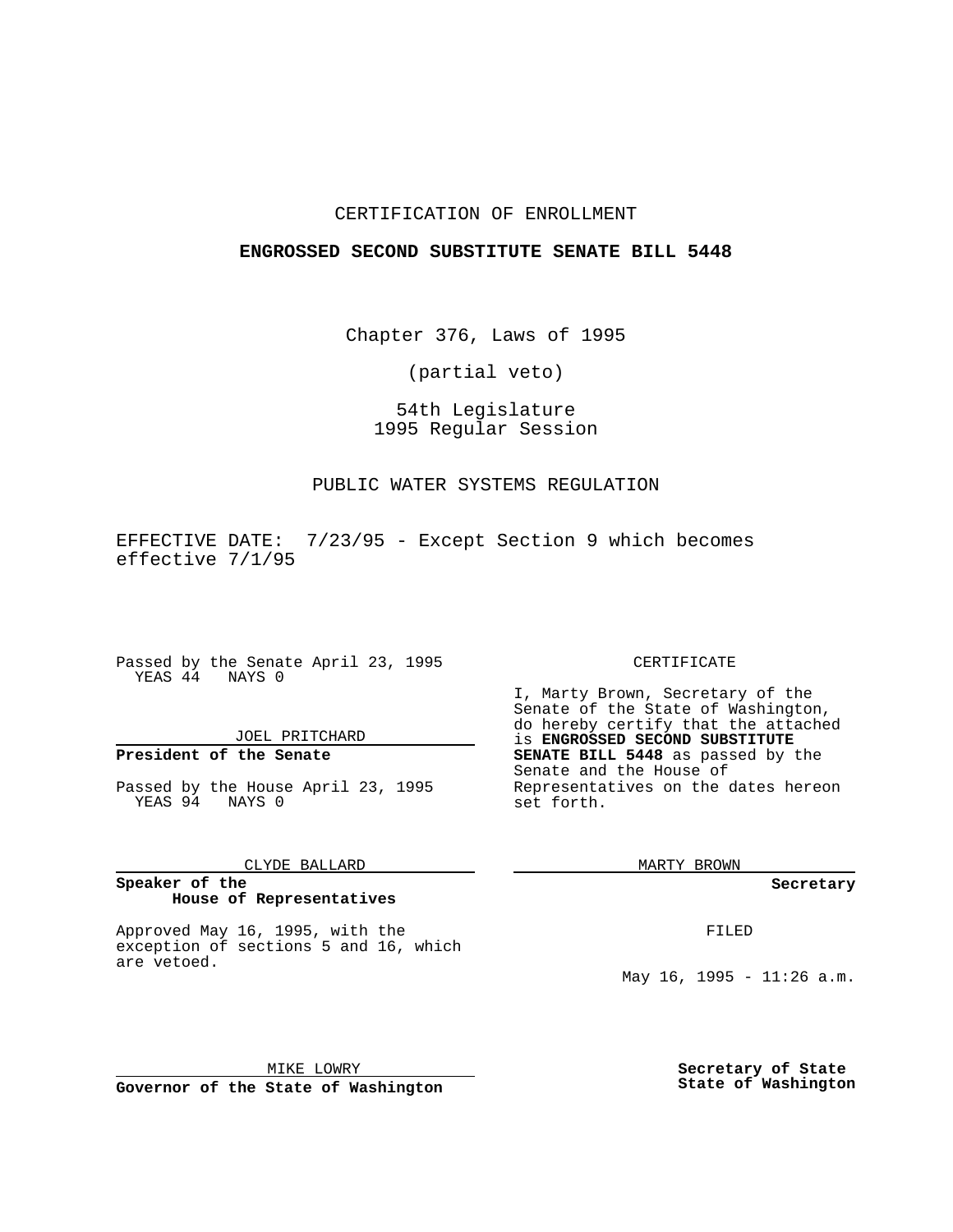CERTIFICATION OF ENROLLMENT

**ENGROSSED SECOND SUBSTITUTE SENATE BILL 5448**

Chapter 376, Laws of 1995

(partial veto)

54th Legislature
1995 Regular Session

PUBLIC WATER SYSTEMS REGULATION

EFFECTIVE DATE: 7/23/95 - Except Section 9 which becomes effective 7/1/95

Passed by the Senate April 23, 1995
YEAS 44 NAYS 0

JOEL PRITCHARD

**President of the Senate**

Passed by the House April 23, 1995
YEAS 94 NAYS 0

CLYDE BALLARD

**Speaker of the House of Representatives**

CERTIFICATE

I, Marty Brown, Secretary of the Senate of the State of Washington, do hereby certify that the attached is **ENGROSSED SECOND SUBSTITUTE SENATE BILL 5448** as passed by the Senate and the House of Representatives on the dates hereon set forth.

MARTY BROWN

**Secretary**

Approved May 16, 1995, with the exception of sections 5 and 16, which are vetoed.

MIKE LOWRY

**Governor of the State of Washington**

FILED

May 16, 1995 - 11:26 a.m.

**Secretary of State**
**State of Washington**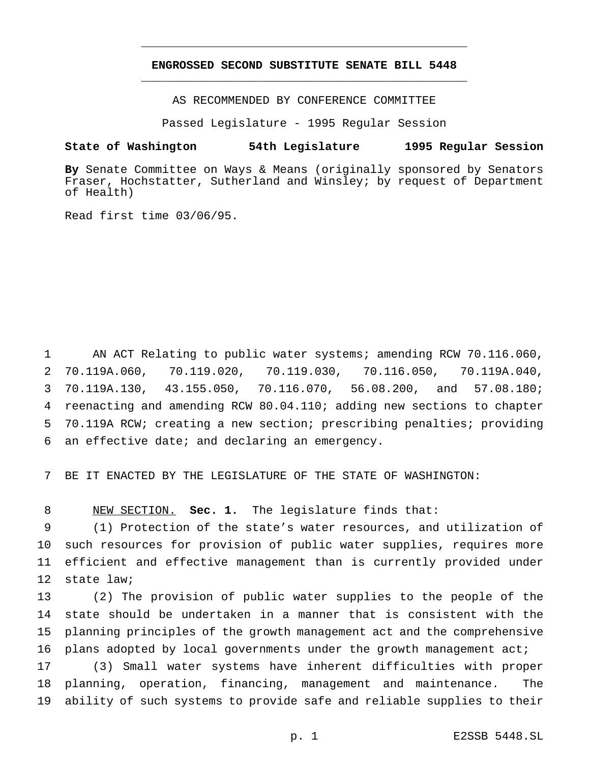# ENGROSSED SECOND SUBSTITUTE SENATE BILL 5448

AS RECOMMENDED BY CONFERENCE COMMITTEE

Passed Legislature - 1995 Regular Session

**State of Washington 54th Legislature 1995 Regular Session**

**By** Senate Committee on Ways & Means (originally sponsored by Senators Fraser, Hochstatter, Sutherland and Winsley; by request of Department of Health)

Read first time 03/06/95.

AN ACT Relating to public water systems; amending RCW 70.116.060, 70.119A.060, 70.119.020, 70.119.030, 70.116.050, 70.119A.040, 70.119A.130, 43.155.050, 70.116.070, 56.08.200, and 57.08.180; reenacting and amending RCW 80.04.110; adding new sections to chapter 70.119A RCW; creating a new section; prescribing penalties; providing an effective date; and declaring an emergency.

BE IT ENACTED BY THE LEGISLATURE OF THE STATE OF WASHINGTON:

NEW SECTION. **Sec. 1.** The legislature finds that:

(1) Protection of the state's water resources, and utilization of such resources for provision of public water supplies, requires more efficient and effective management than is currently provided under state law;

(2) The provision of public water supplies to the people of the state should be undertaken in a manner that is consistent with the planning principles of the growth management act and the comprehensive plans adopted by local governments under the growth management act;

(3) Small water systems have inherent difficulties with proper planning, operation, financing, management and maintenance. The ability of such systems to provide safe and reliable supplies to their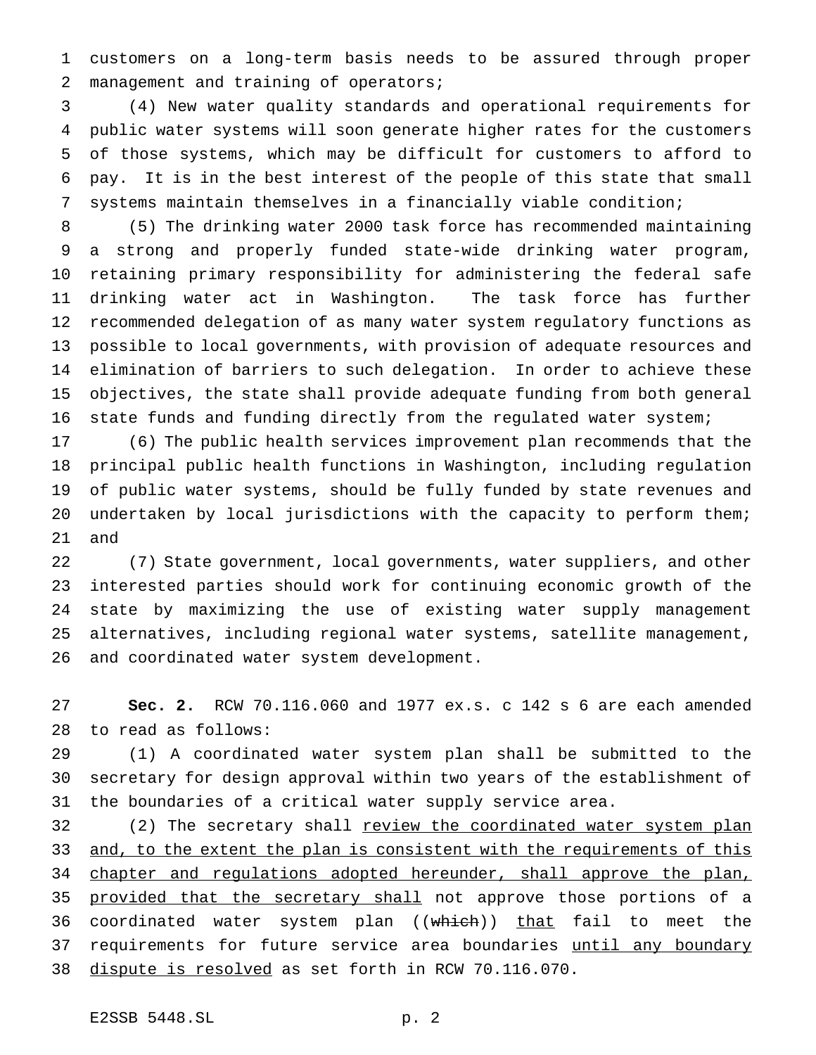customers on a long-term basis needs to be assured through proper management and training of operators;

(4) New water quality standards and operational requirements for public water systems will soon generate higher rates for the customers of those systems, which may be difficult for customers to afford to pay. It is in the best interest of the people of this state that small systems maintain themselves in a financially viable condition;

(5) The drinking water 2000 task force has recommended maintaining a strong and properly funded state-wide drinking water program, retaining primary responsibility for administering the federal safe drinking water act in Washington. The task force has further recommended delegation of as many water system regulatory functions as possible to local governments, with provision of adequate resources and elimination of barriers to such delegation. In order to achieve these objectives, the state shall provide adequate funding from both general state funds and funding directly from the regulated water system;

(6) The public health services improvement plan recommends that the principal public health functions in Washington, including regulation of public water systems, should be fully funded by state revenues and undertaken by local jurisdictions with the capacity to perform them; and

(7) State government, local governments, water suppliers, and other interested parties should work for continuing economic growth of the state by maximizing the use of existing water supply management alternatives, including regional water systems, satellite management, and coordinated water system development.

**Sec. 2.** RCW 70.116.060 and 1977 ex.s. c 142 s 6 are each amended to read as follows:

(1) A coordinated water system plan shall be submitted to the secretary for design approval within two years of the establishment of the boundaries of a critical water supply service area.

(2) The secretary shall <u>review the coordinated water system plan and, to the extent the plan is consistent with the requirements of this chapter and regulations adopted hereunder, shall approve the plan, provided that the secretary shall</u> not approve those portions of a coordinated water system plan ((~~which~~)) <u>that</u> fail to meet the requirements for future service area boundaries <u>until any boundary dispute is resolved</u> as set forth in RCW 70.116.070.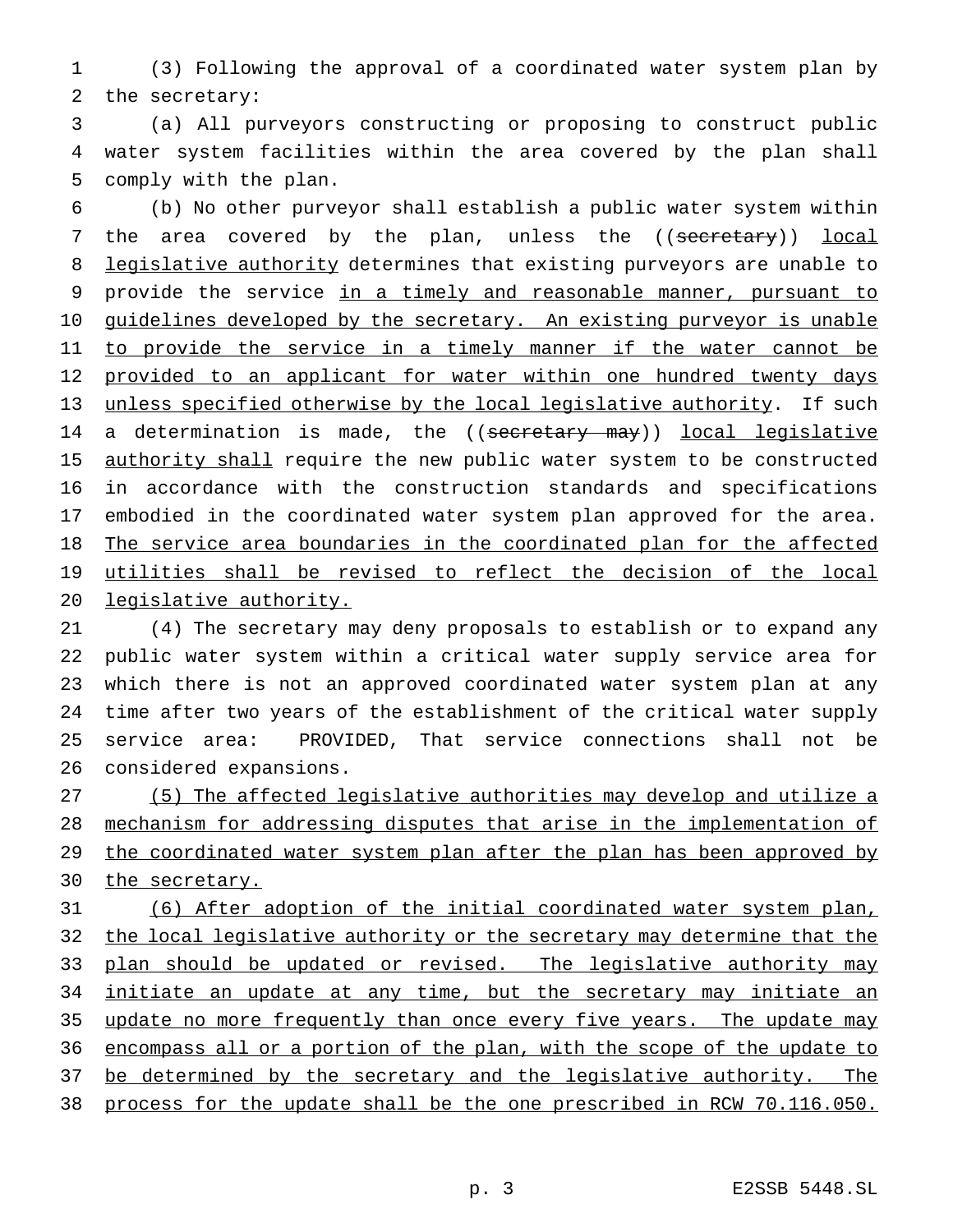(3) Following the approval of a coordinated water system plan by the secretary:

(a) All purveyors constructing or proposing to construct public water system facilities within the area covered by the plan shall comply with the plan.

(b) No other purveyor shall establish a public water system within the area covered by the plan, unless the ((~~secretary~~)) <u>local legislative authority</u> determines that existing purveyors are unable to provide the service <u>in a timely and reasonable manner, pursuant to guidelines developed by the secretary. An existing purveyor is unable to provide the service in a timely manner if the water cannot be provided to an applicant for water within one hundred twenty days unless specified otherwise by the local legislative authority</u>. If such a determination is made, the ((~~secretary may~~)) <u>local legislative authority shall</u> require the new public water system to be constructed in accordance with the construction standards and specifications embodied in the coordinated water system plan approved for the area. <u>The service area boundaries in the coordinated plan for the affected utilities shall be revised to reflect the decision of the local legislative authority.</u>

(4) The secretary may deny proposals to establish or to expand any public water system within a critical water supply service area for which there is not an approved coordinated water system plan at any time after two years of the establishment of the critical water supply service area: PROVIDED, That service connections shall not be considered expansions.

<u>(5) The affected legislative authorities may develop and utilize a mechanism for addressing disputes that arise in the implementation of the coordinated water system plan after the plan has been approved by the secretary.</u>

<u>(6) After adoption of the initial coordinated water system plan, the local legislative authority or the secretary may determine that the plan should be updated or revised. The legislative authority may initiate an update at any time, but the secretary may initiate an update no more frequently than once every five years. The update may encompass all or a portion of the plan, with the scope of the update to be determined by the secretary and the legislative authority. The process for the update shall be the one prescribed in RCW 70.116.050.</u>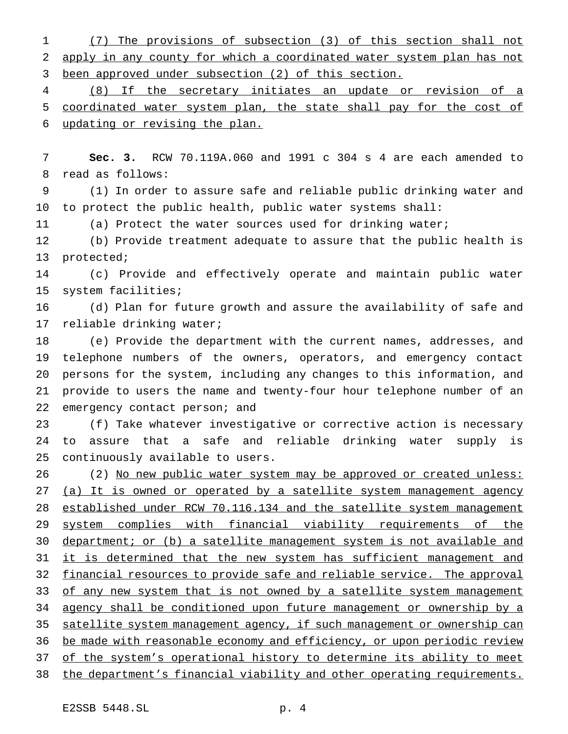(7) The provisions of subsection (3) of this section shall not apply in any county for which a coordinated water system plan has not been approved under subsection (2) of this section.

(8) If the secretary initiates an update or revision of a coordinated water system plan, the state shall pay for the cost of updating or revising the plan.

**Sec. 3.** RCW 70.119A.060 and 1991 c 304 s 4 are each amended to read as follows:

(1) In order to assure safe and reliable public drinking water and to protect the public health, public water systems shall:

(a) Protect the water sources used for drinking water;

(b) Provide treatment adequate to assure that the public health is protected;

(c) Provide and effectively operate and maintain public water system facilities;

(d) Plan for future growth and assure the availability of safe and reliable drinking water;

(e) Provide the department with the current names, addresses, and telephone numbers of the owners, operators, and emergency contact persons for the system, including any changes to this information, and provide to users the name and twenty-four hour telephone number of an emergency contact person; and

(f) Take whatever investigative or corrective action is necessary to assure that a safe and reliable drinking water supply is continuously available to users.

(2) No new public water system may be approved or created unless: (a) It is owned or operated by a satellite system management agency established under RCW 70.116.134 and the satellite system management system complies with financial viability requirements of the department; or (b) a satellite management system is not available and it is determined that the new system has sufficient management and financial resources to provide safe and reliable service. The approval of any new system that is not owned by a satellite system management agency shall be conditioned upon future management or ownership by a satellite system management agency, if such management or ownership can be made with reasonable economy and efficiency, or upon periodic review of the system's operational history to determine its ability to meet the department's financial viability and other operating requirements.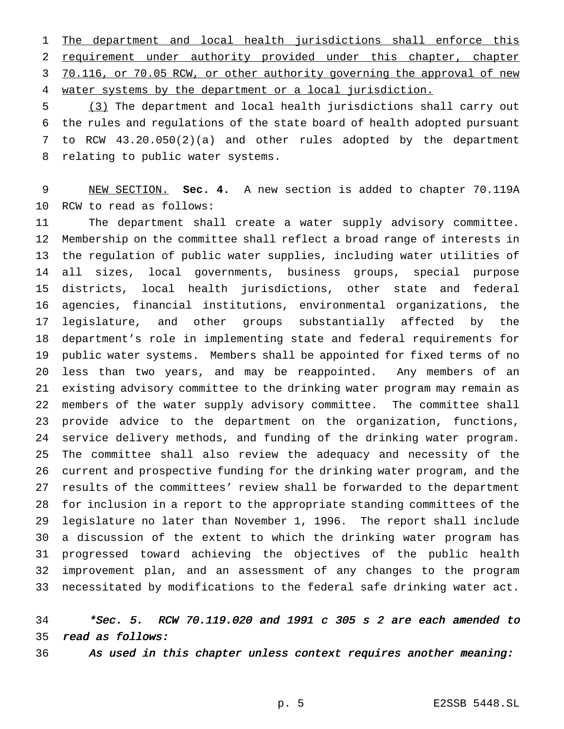The department and local health jurisdictions shall enforce this requirement under authority provided under this chapter, chapter 70.116, or 70.05 RCW, or other authority governing the approval of new water systems by the department or a local jurisdiction.

(3) The department and local health jurisdictions shall carry out the rules and regulations of the state board of health adopted pursuant to RCW 43.20.050(2)(a) and other rules adopted by the department relating to public water systems.

NEW SECTION. **Sec. 4.** A new section is added to chapter 70.119A RCW to read as follows:

The department shall create a water supply advisory committee. Membership on the committee shall reflect a broad range of interests in the regulation of public water supplies, including water utilities of all sizes, local governments, business groups, special purpose districts, local health jurisdictions, other state and federal agencies, financial institutions, environmental organizations, the legislature, and other groups substantially affected by the department's role in implementing state and federal requirements for public water systems. Members shall be appointed for fixed terms of no less than two years, and may be reappointed. Any members of an existing advisory committee to the drinking water program may remain as members of the water supply advisory committee. The committee shall provide advice to the department on the organization, functions, service delivery methods, and funding of the drinking water program. The committee shall also review the adequacy and necessity of the current and prospective funding for the drinking water program, and the results of the committees' review shall be forwarded to the department for inclusion in a report to the appropriate standing committees of the legislature no later than November 1, 1996. The report shall include a discussion of the extent to which the drinking water program has progressed toward achieving the objectives of the public health improvement plan, and an assessment of any changes to the program necessitated by modifications to the federal safe drinking water act.

*\*Sec. 5. RCW 70.119.020 and 1991 c 305 s 2 are each amended to read as follows:*

*As used in this chapter unless context requires another meaning:*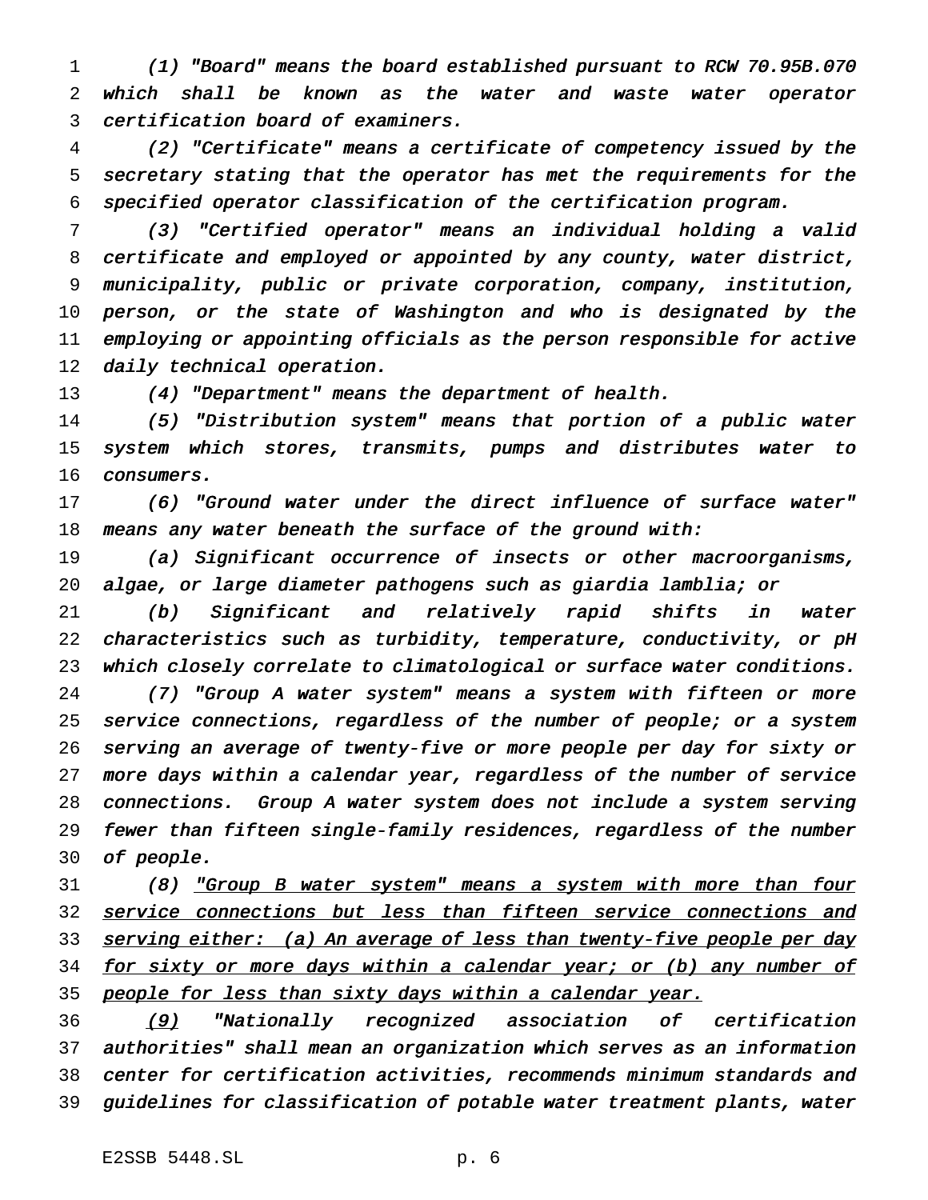*(1) "Board" means the board established pursuant to RCW 70.95B.070 which shall be known as the water and waste water operator certification board of examiners.*

*(2) "Certificate" means a certificate of competency issued by the secretary stating that the operator has met the requirements for the specified operator classification of the certification program.*

*(3) "Certified operator" means an individual holding a valid certificate and employed or appointed by any county, water district, municipality, public or private corporation, company, institution, person, or the state of Washington and who is designated by the employing or appointing officials as the person responsible for active daily technical operation.*

*(4) "Department" means the department of health.*

*(5) "Distribution system" means that portion of a public water system which stores, transmits, pumps and distributes water to consumers.*

*(6) "Ground water under the direct influence of surface water" means any water beneath the surface of the ground with:*

*(a) Significant occurrence of insects or other macroorganisms, algae, or large diameter pathogens such as giardia lamblia; or*

*(b) Significant and relatively rapid shifts in water characteristics such as turbidity, temperature, conductivity, or pH which closely correlate to climatological or surface water conditions.*

*(7) "Group A water system" means a system with fifteen or more service connections, regardless of the number of people; or a system serving an average of twenty-five or more people per day for sixty or more days within a calendar year, regardless of the number of service connections. Group A water system does not include a system serving fewer than fifteen single-family residences, regardless of the number of people.*

*(8) <u>"Group B water system" means a system with more than four service connections but less than fifteen service connections and serving either: (a) An average of less than twenty-five people per day for sixty or more days within a calendar year; or (b) any number of people for less than sixty days within a calendar year.</u>*

*<u>(9)</u> "Nationally recognized association of certification authorities" shall mean an organization which serves as an information center for certification activities, recommends minimum standards and guidelines for classification of potable water treatment plants, water*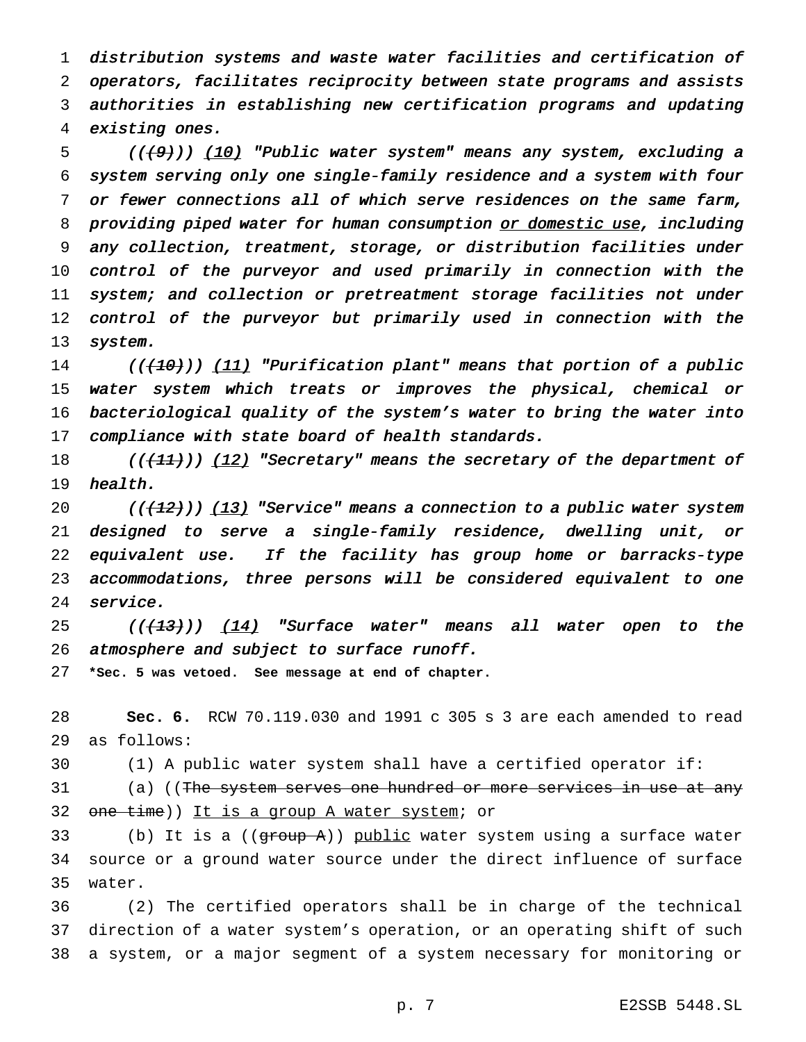*distribution systems and waste water facilities and certification of operators, facilitates reciprocity between state programs and assists authorities in establishing new certification programs and updating existing ones.*

*(((9))) (10) "Public water system" means any system, excluding a system serving only one single-family residence and a system with four or fewer connections all of which serve residences on the same farm, providing piped water for human consumption or domestic use, including any collection, treatment, storage, or distribution facilities under control of the purveyor and used primarily in connection with the system; and collection or pretreatment storage facilities not under control of the purveyor but primarily used in connection with the system.*

*(((10))) (11) "Purification plant" means that portion of a public water system which treats or improves the physical, chemical or bacteriological quality of the system's water to bring the water into compliance with state board of health standards.*

*(((11))) (12) "Secretary" means the secretary of the department of health.*

*(((12))) (13) "Service" means a connection to a public water system designed to serve a single-family residence, dwelling unit, or equivalent use. If the facility has group home or barracks-type accommodations, three persons will be considered equivalent to one service.*

*(((13))) (14) "Surface water" means all water open to the atmosphere and subject to surface runoff.*

**\*Sec. 5 was vetoed. See message at end of chapter.**

**Sec. 6.** RCW 70.119.030 and 1991 c 305 s 3 are each amended to read as follows:

(1) A public water system shall have a certified operator if:

(a) ((~~The system serves one hundred or more services in use at any one time~~)) It is a group A water system; or

(b) It is a ((~~group A~~)) public water system using a surface water source or a ground water source under the direct influence of surface water.

(2) The certified operators shall be in charge of the technical direction of a water system's operation, or an operating shift of such a system, or a major segment of a system necessary for monitoring or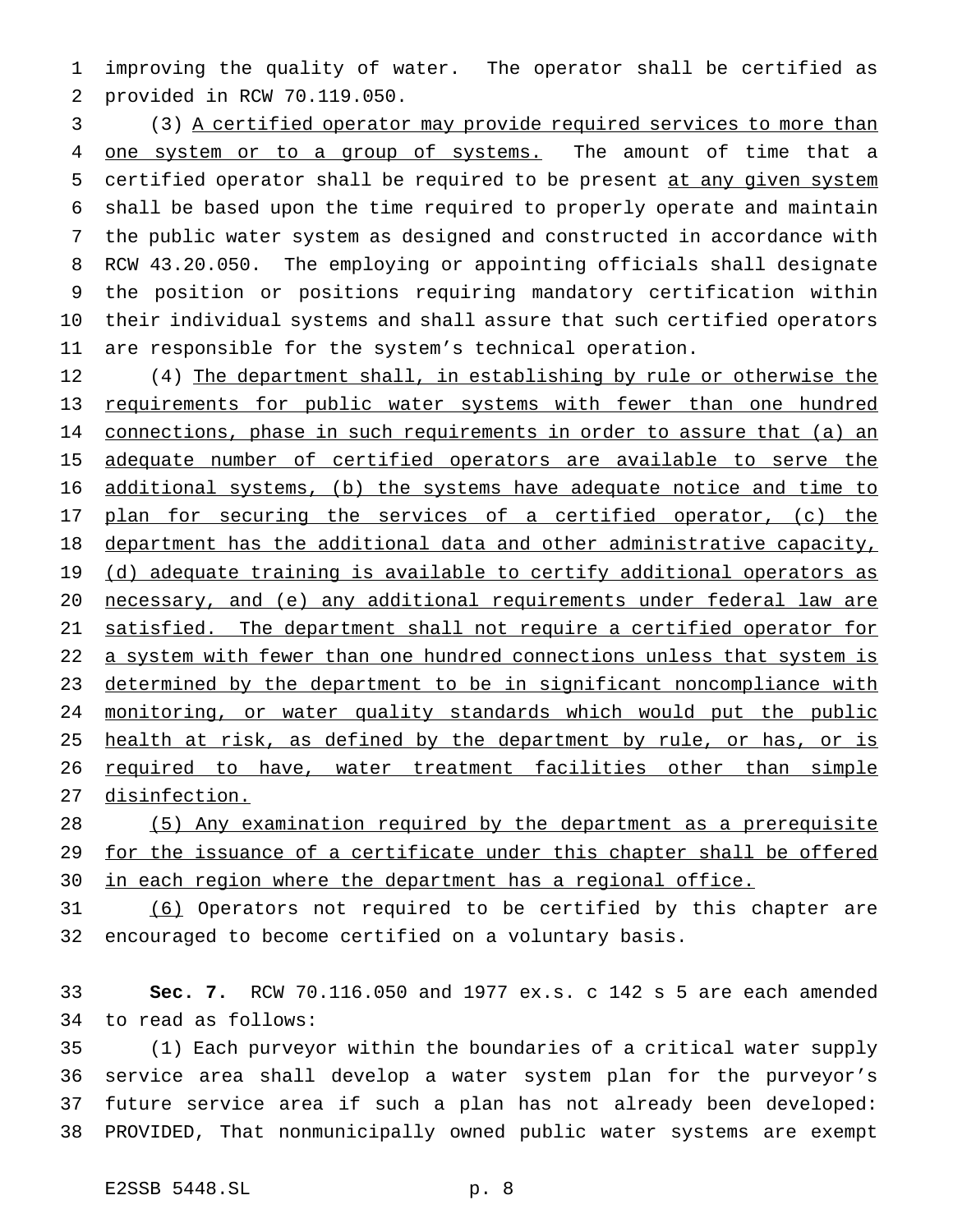improving the quality of water. The operator shall be certified as provided in RCW 70.119.050.

(3) A certified operator may provide required services to more than one system or to a group of systems. The amount of time that a certified operator shall be required to be present at any given system shall be based upon the time required to properly operate and maintain the public water system as designed and constructed in accordance with RCW 43.20.050. The employing or appointing officials shall designate the position or positions requiring mandatory certification within their individual systems and shall assure that such certified operators are responsible for the system's technical operation.

(4) The department shall, in establishing by rule or otherwise the requirements for public water systems with fewer than one hundred connections, phase in such requirements in order to assure that (a) an adequate number of certified operators are available to serve the additional systems, (b) the systems have adequate notice and time to plan for securing the services of a certified operator, (c) the department has the additional data and other administrative capacity, (d) adequate training is available to certify additional operators as necessary, and (e) any additional requirements under federal law are satisfied. The department shall not require a certified operator for a system with fewer than one hundred connections unless that system is determined by the department to be in significant noncompliance with monitoring, or water quality standards which would put the public health at risk, as defined by the department by rule, or has, or is required to have, water treatment facilities other than simple disinfection.

(5) Any examination required by the department as a prerequisite for the issuance of a certificate under this chapter shall be offered in each region where the department has a regional office.

(6) Operators not required to be certified by this chapter are encouraged to become certified on a voluntary basis.

**Sec. 7.** RCW 70.116.050 and 1977 ex.s. c 142 s 5 are each amended to read as follows:

(1) Each purveyor within the boundaries of a critical water supply service area shall develop a water system plan for the purveyor's future service area if such a plan has not already been developed: PROVIDED, That nonmunicipally owned public water systems are exempt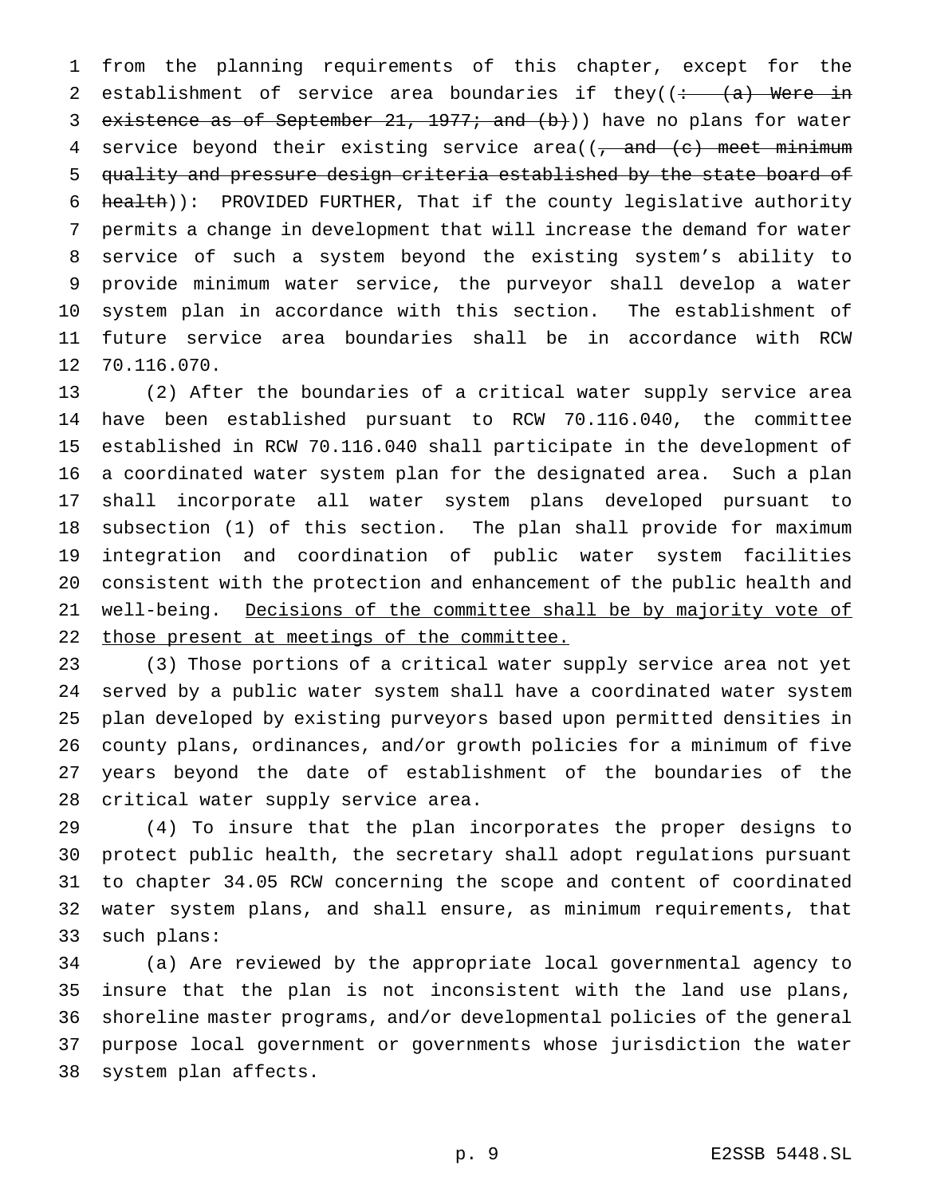from the planning requirements of this chapter, except for the establishment of service area boundaries if they((: (a) Were in existence as of September 21, 1977; and (b))) have no plans for water service beyond their existing service area((, and (c) meet minimum quality and pressure design criteria established by the state board of health)): PROVIDED FURTHER, That if the county legislative authority permits a change in development that will increase the demand for water service of such a system beyond the existing system's ability to provide minimum water service, the purveyor shall develop a water system plan in accordance with this section. The establishment of future service area boundaries shall be in accordance with RCW 70.116.070.

(2) After the boundaries of a critical water supply service area have been established pursuant to RCW 70.116.040, the committee established in RCW 70.116.040 shall participate in the development of a coordinated water system plan for the designated area. Such a plan shall incorporate all water system plans developed pursuant to subsection (1) of this section. The plan shall provide for maximum integration and coordination of public water system facilities consistent with the protection and enhancement of the public health and well-being. Decisions of the committee shall be by majority vote of those present at meetings of the committee.

(3) Those portions of a critical water supply service area not yet served by a public water system shall have a coordinated water system plan developed by existing purveyors based upon permitted densities in county plans, ordinances, and/or growth policies for a minimum of five years beyond the date of establishment of the boundaries of the critical water supply service area.

(4) To insure that the plan incorporates the proper designs to protect public health, the secretary shall adopt regulations pursuant to chapter 34.05 RCW concerning the scope and content of coordinated water system plans, and shall ensure, as minimum requirements, that such plans:

(a) Are reviewed by the appropriate local governmental agency to insure that the plan is not inconsistent with the land use plans, shoreline master programs, and/or developmental policies of the general purpose local government or governments whose jurisdiction the water system plan affects.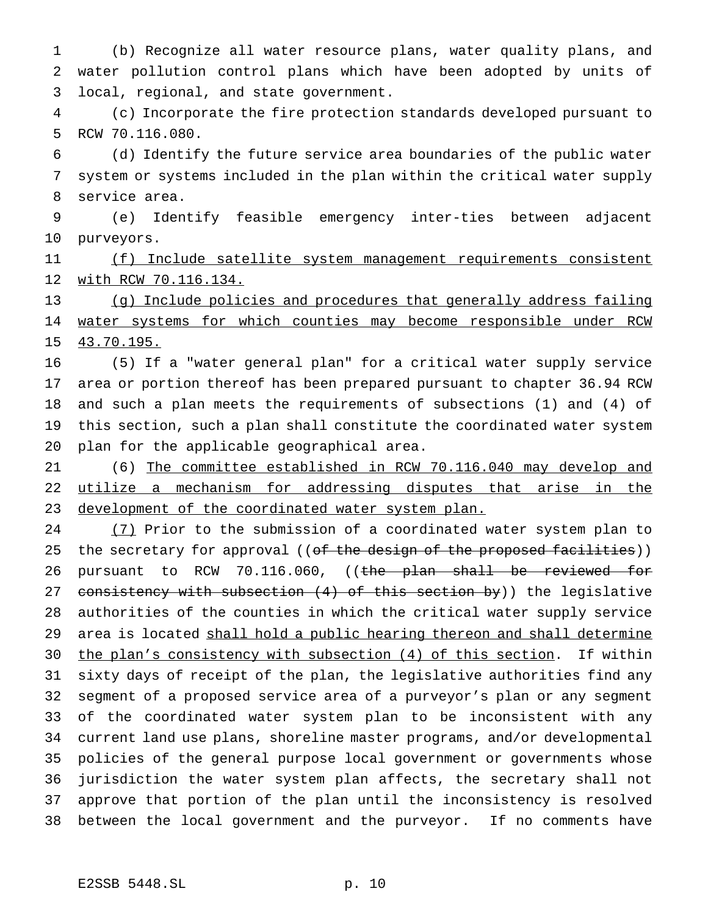(b) Recognize all water resource plans, water quality plans, and water pollution control plans which have been adopted by units of local, regional, and state government.

(c) Incorporate the fire protection standards developed pursuant to RCW 70.116.080.

(d) Identify the future service area boundaries of the public water system or systems included in the plan within the critical water supply service area.

(e) Identify feasible emergency inter-ties between adjacent purveyors.

<u>(f) Include satellite system management requirements consistent with RCW 70.116.134.</u>

<u>(g) Include policies and procedures that generally address failing water systems for which counties may become responsible under RCW 43.70.195.</u>

(5) If a "water general plan" for a critical water supply service area or portion thereof has been prepared pursuant to chapter 36.94 RCW and such a plan meets the requirements of subsections (1) and (4) of this section, such a plan shall constitute the coordinated water system plan for the applicable geographical area.

(6) <u>The committee established in RCW 70.116.040 may develop and utilize a mechanism for addressing disputes that arise in the development of the coordinated water system plan.</u>

<u>(7)</u> Prior to the submission of a coordinated water system plan to the secretary for approval ((~~of the design of the proposed facilities~~)) pursuant to RCW 70.116.060, ((~~the plan shall be reviewed for consistency with subsection (4) of this section by~~)) the legislative authorities of the counties in which the critical water supply service area is located <u>shall hold a public hearing thereon and shall determine the plan's consistency with subsection (4) of this section</u>. If within sixty days of receipt of the plan, the legislative authorities find any segment of a proposed service area of a purveyor's plan or any segment of the coordinated water system plan to be inconsistent with any current land use plans, shoreline master programs, and/or developmental policies of the general purpose local government or governments whose jurisdiction the water system plan affects, the secretary shall not approve that portion of the plan until the inconsistency is resolved between the local government and the purveyor. If no comments have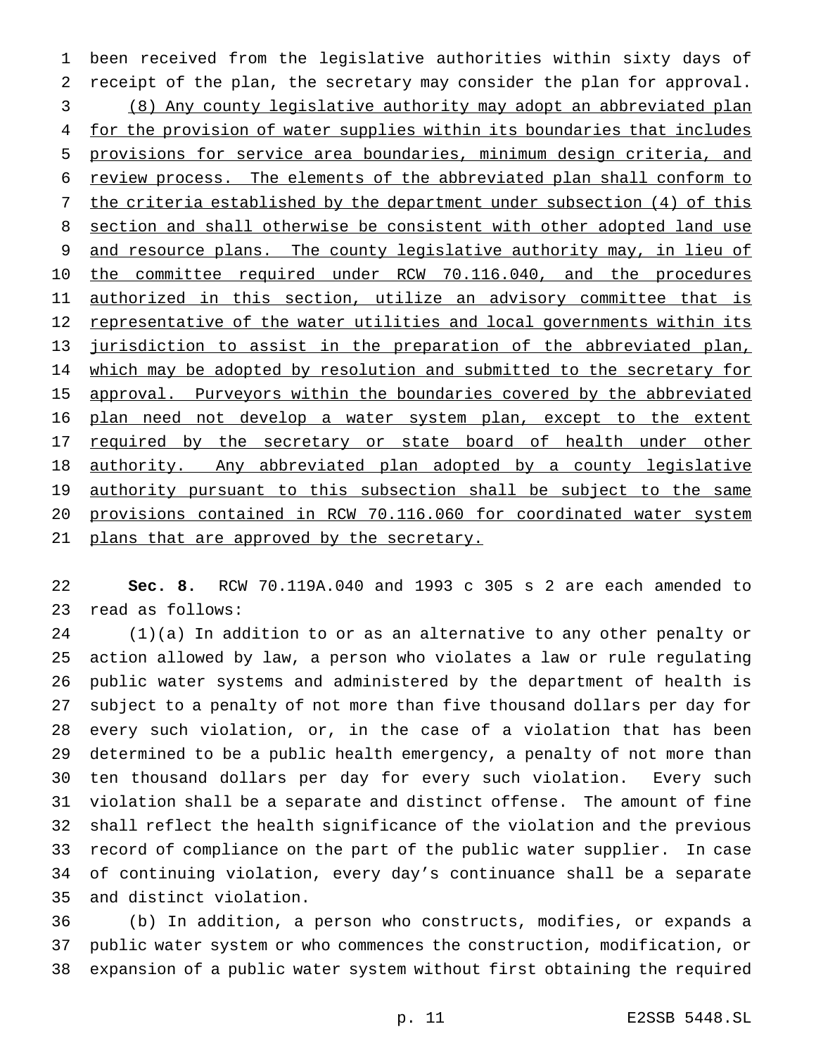been received from the legislative authorities within sixty days of receipt of the plan, the secretary may consider the plan for approval.

<u>(8) Any county legislative authority may adopt an abbreviated plan for the provision of water supplies within its boundaries that includes provisions for service area boundaries, minimum design criteria, and review process. The elements of the abbreviated plan shall conform to the criteria established by the department under subsection (4) of this section and shall otherwise be consistent with other adopted land use and resource plans. The county legislative authority may, in lieu of the committee required under RCW 70.116.040, and the procedures authorized in this section, utilize an advisory committee that is representative of the water utilities and local governments within its jurisdiction to assist in the preparation of the abbreviated plan, which may be adopted by resolution and submitted to the secretary for approval. Purveyors within the boundaries covered by the abbreviated plan need not develop a water system plan, except to the extent required by the secretary or state board of health under other authority. Any abbreviated plan adopted by a county legislative authority pursuant to this subsection shall be subject to the same provisions contained in RCW 70.116.060 for coordinated water system plans that are approved by the secretary.</u>

**Sec. 8.** RCW 70.119A.040 and 1993 c 305 s 2 are each amended to read as follows:

(1)(a) In addition to or as an alternative to any other penalty or action allowed by law, a person who violates a law or rule regulating public water systems and administered by the department of health is subject to a penalty of not more than five thousand dollars per day for every such violation, or, in the case of a violation that has been determined to be a public health emergency, a penalty of not more than ten thousand dollars per day for every such violation. Every such violation shall be a separate and distinct offense. The amount of fine shall reflect the health significance of the violation and the previous record of compliance on the part of the public water supplier. In case of continuing violation, every day's continuance shall be a separate and distinct violation.

(b) In addition, a person who constructs, modifies, or expands a public water system or who commences the construction, modification, or expansion of a public water system without first obtaining the required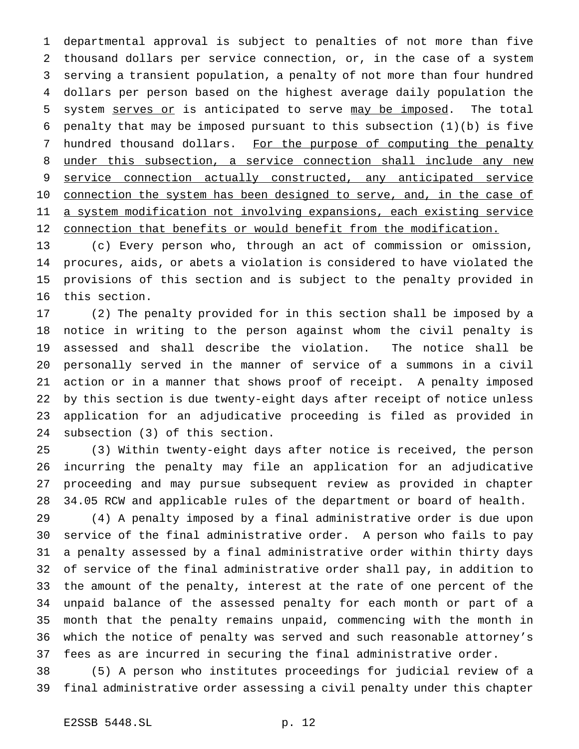departmental approval is subject to penalties of not more than five thousand dollars per service connection, or, in the case of a system serving a transient population, a penalty of not more than four hundred dollars per person based on the highest average daily population the system serves or is anticipated to serve may be imposed. The total penalty that may be imposed pursuant to this subsection (1)(b) is five hundred thousand dollars. For the purpose of computing the penalty under this subsection, a service connection shall include any new service connection actually constructed, any anticipated service connection the system has been designed to serve, and, in the case of a system modification not involving expansions, each existing service connection that benefits or would benefit from the modification.

(c) Every person who, through an act of commission or omission, procures, aids, or abets a violation is considered to have violated the provisions of this section and is subject to the penalty provided in this section.

(2) The penalty provided for in this section shall be imposed by a notice in writing to the person against whom the civil penalty is assessed and shall describe the violation. The notice shall be personally served in the manner of service of a summons in a civil action or in a manner that shows proof of receipt. A penalty imposed by this section is due twenty-eight days after receipt of notice unless application for an adjudicative proceeding is filed as provided in subsection (3) of this section.

(3) Within twenty-eight days after notice is received, the person incurring the penalty may file an application for an adjudicative proceeding and may pursue subsequent review as provided in chapter 34.05 RCW and applicable rules of the department or board of health.

(4) A penalty imposed by a final administrative order is due upon service of the final administrative order. A person who fails to pay a penalty assessed by a final administrative order within thirty days of service of the final administrative order shall pay, in addition to the amount of the penalty, interest at the rate of one percent of the unpaid balance of the assessed penalty for each month or part of a month that the penalty remains unpaid, commencing with the month in which the notice of penalty was served and such reasonable attorney's fees as are incurred in securing the final administrative order.

(5) A person who institutes proceedings for judicial review of a final administrative order assessing a civil penalty under this chapter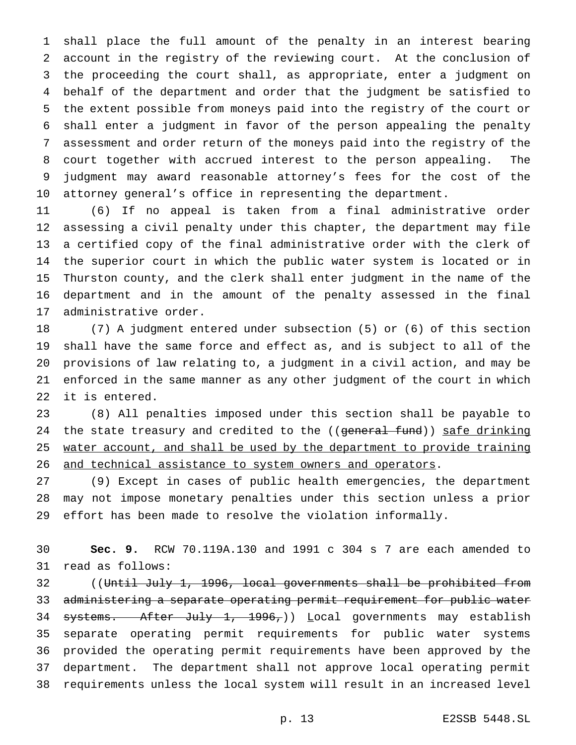shall place the full amount of the penalty in an interest bearing account in the registry of the reviewing court. At the conclusion of the proceeding the court shall, as appropriate, enter a judgment on behalf of the department and order that the judgment be satisfied to the extent possible from moneys paid into the registry of the court or shall enter a judgment in favor of the person appealing the penalty assessment and order return of the moneys paid into the registry of the court together with accrued interest to the person appealing. The judgment may award reasonable attorney's fees for the cost of the attorney general's office in representing the department.

(6) If no appeal is taken from a final administrative order assessing a civil penalty under this chapter, the department may file a certified copy of the final administrative order with the clerk of the superior court in which the public water system is located or in Thurston county, and the clerk shall enter judgment in the name of the department and in the amount of the penalty assessed in the final administrative order.

(7) A judgment entered under subsection (5) or (6) of this section shall have the same force and effect as, and is subject to all of the provisions of law relating to, a judgment in a civil action, and may be enforced in the same manner as any other judgment of the court in which it is entered.

(8) All penalties imposed under this section shall be payable to the state treasury and credited to the ((~~general fund~~)) <u>safe drinking water account, and shall be used by the department to provide training and technical assistance to system owners and operators</u>.

(9) Except in cases of public health emergencies, the department may not impose monetary penalties under this section unless a prior effort has been made to resolve the violation informally.

**Sec. 9.** RCW 70.119A.130 and 1991 c 304 s 7 are each amended to read as follows:

((~~Until July 1, 1996, local governments shall be prohibited from administering a separate operating permit requirement for public water systems. After July 1, 1996,~~)) <u>L</u>ocal governments may establish separate operating permit requirements for public water systems provided the operating permit requirements have been approved by the department. The department shall not approve local operating permit requirements unless the local system will result in an increased level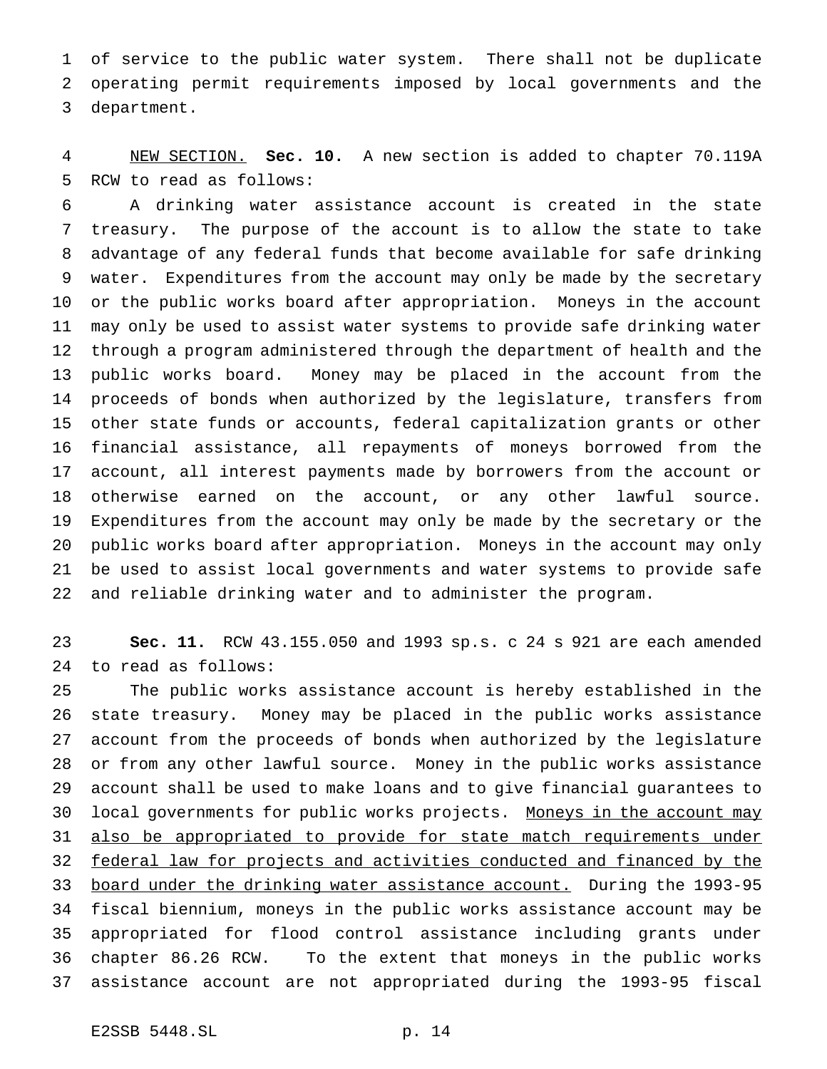of service to the public water system. There shall not be duplicate operating permit requirements imposed by local governments and the department.

NEW SECTION. **Sec. 10.** A new section is added to chapter 70.119A RCW to read as follows:

A drinking water assistance account is created in the state treasury. The purpose of the account is to allow the state to take advantage of any federal funds that become available for safe drinking water. Expenditures from the account may only be made by the secretary or the public works board after appropriation. Moneys in the account may only be used to assist water systems to provide safe drinking water through a program administered through the department of health and the public works board. Money may be placed in the account from the proceeds of bonds when authorized by the legislature, transfers from other state funds or accounts, federal capitalization grants or other financial assistance, all repayments of moneys borrowed from the account, all interest payments made by borrowers from the account or otherwise earned on the account, or any other lawful source. Expenditures from the account may only be made by the secretary or the public works board after appropriation. Moneys in the account may only be used to assist local governments and water systems to provide safe and reliable drinking water and to administer the program.

**Sec. 11.** RCW 43.155.050 and 1993 sp.s. c 24 s 921 are each amended to read as follows:

The public works assistance account is hereby established in the state treasury. Money may be placed in the public works assistance account from the proceeds of bonds when authorized by the legislature or from any other lawful source. Money in the public works assistance account shall be used to make loans and to give financial guarantees to local governments for public works projects. Moneys in the account may also be appropriated to provide for state match requirements under federal law for projects and activities conducted and financed by the board under the drinking water assistance account. During the 1993-95 fiscal biennium, moneys in the public works assistance account may be appropriated for flood control assistance including grants under chapter 86.26 RCW. To the extent that moneys in the public works assistance account are not appropriated during the 1993-95 fiscal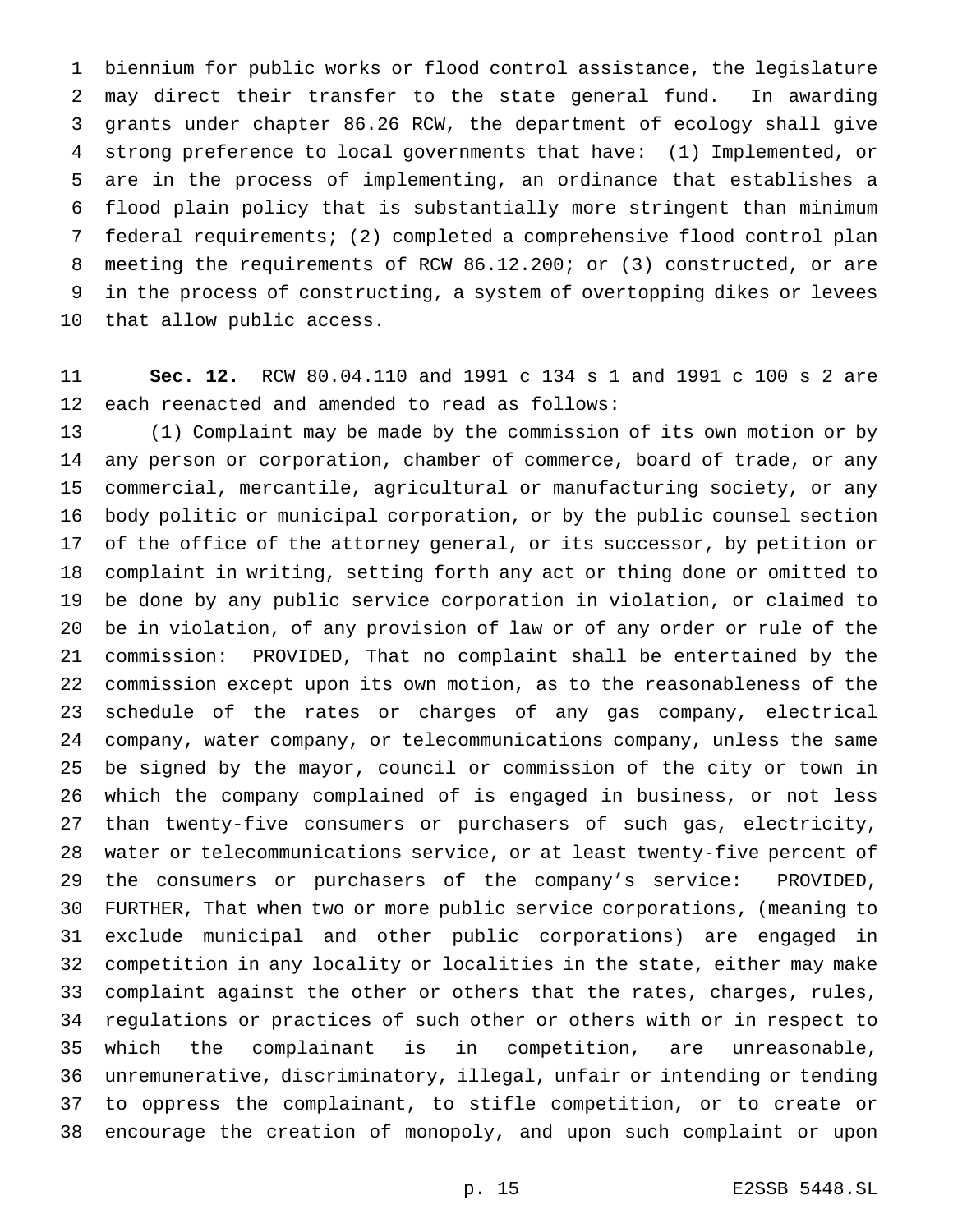biennium for public works or flood control assistance, the legislature may direct their transfer to the state general fund. In awarding grants under chapter 86.26 RCW, the department of ecology shall give strong preference to local governments that have: (1) Implemented, or are in the process of implementing, an ordinance that establishes a flood plain policy that is substantially more stringent than minimum federal requirements; (2) completed a comprehensive flood control plan meeting the requirements of RCW 86.12.200; or (3) constructed, or are in the process of constructing, a system of overtopping dikes or levees that allow public access.

**Sec. 12.** RCW 80.04.110 and 1991 c 134 s 1 and 1991 c 100 s 2 are each reenacted and amended to read as follows:

(1) Complaint may be made by the commission of its own motion or by any person or corporation, chamber of commerce, board of trade, or any commercial, mercantile, agricultural or manufacturing society, or any body politic or municipal corporation, or by the public counsel section of the office of the attorney general, or its successor, by petition or complaint in writing, setting forth any act or thing done or omitted to be done by any public service corporation in violation, or claimed to be in violation, of any provision of law or of any order or rule of the commission: PROVIDED, That no complaint shall be entertained by the commission except upon its own motion, as to the reasonableness of the schedule of the rates or charges of any gas company, electrical company, water company, or telecommunications company, unless the same be signed by the mayor, council or commission of the city or town in which the company complained of is engaged in business, or not less than twenty-five consumers or purchasers of such gas, electricity, water or telecommunications service, or at least twenty-five percent of the consumers or purchasers of the company's service: PROVIDED, FURTHER, That when two or more public service corporations, (meaning to exclude municipal and other public corporations) are engaged in competition in any locality or localities in the state, either may make complaint against the other or others that the rates, charges, rules, regulations or practices of such other or others with or in respect to which the complainant is in competition, are unreasonable, unremunerative, discriminatory, illegal, unfair or intending or tending to oppress the complainant, to stifle competition, or to create or encourage the creation of monopoly, and upon such complaint or upon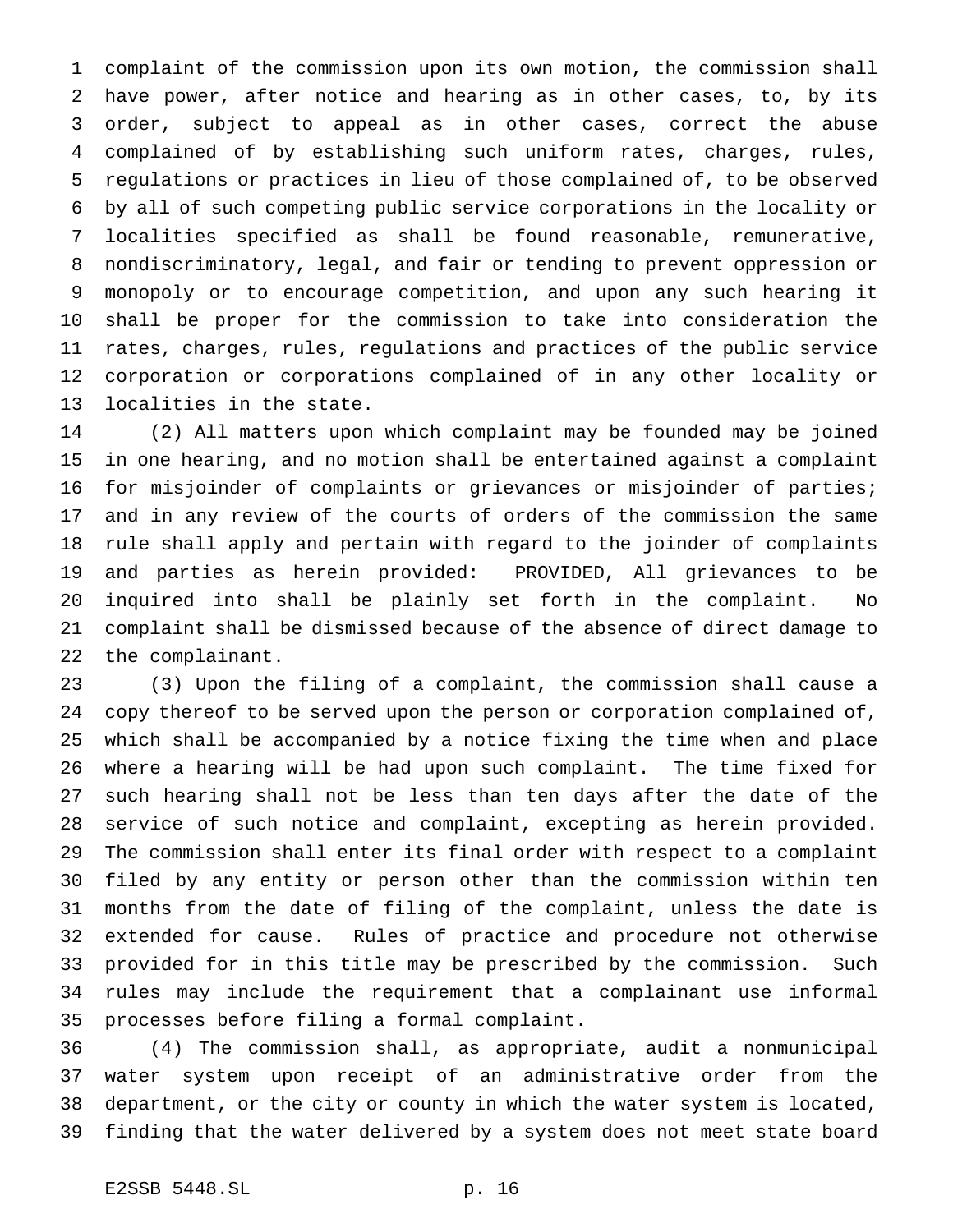complaint of the commission upon its own motion, the commission shall have power, after notice and hearing as in other cases, to, by its order, subject to appeal as in other cases, correct the abuse complained of by establishing such uniform rates, charges, rules, regulations or practices in lieu of those complained of, to be observed by all of such competing public service corporations in the locality or localities specified as shall be found reasonable, remunerative, nondiscriminatory, legal, and fair or tending to prevent oppression or monopoly or to encourage competition, and upon any such hearing it shall be proper for the commission to take into consideration the rates, charges, rules, regulations and practices of the public service corporation or corporations complained of in any other locality or localities in the state.

(2) All matters upon which complaint may be founded may be joined in one hearing, and no motion shall be entertained against a complaint for misjoinder of complaints or grievances or misjoinder of parties; and in any review of the courts of orders of the commission the same rule shall apply and pertain with regard to the joinder of complaints and parties as herein provided: PROVIDED, All grievances to be inquired into shall be plainly set forth in the complaint. No complaint shall be dismissed because of the absence of direct damage to the complainant.

(3) Upon the filing of a complaint, the commission shall cause a copy thereof to be served upon the person or corporation complained of, which shall be accompanied by a notice fixing the time when and place where a hearing will be had upon such complaint. The time fixed for such hearing shall not be less than ten days after the date of the service of such notice and complaint, excepting as herein provided. The commission shall enter its final order with respect to a complaint filed by any entity or person other than the commission within ten months from the date of filing of the complaint, unless the date is extended for cause. Rules of practice and procedure not otherwise provided for in this title may be prescribed by the commission. Such rules may include the requirement that a complainant use informal processes before filing a formal complaint.

(4) The commission shall, as appropriate, audit a nonmunicipal water system upon receipt of an administrative order from the department, or the city or county in which the water system is located, finding that the water delivered by a system does not meet state board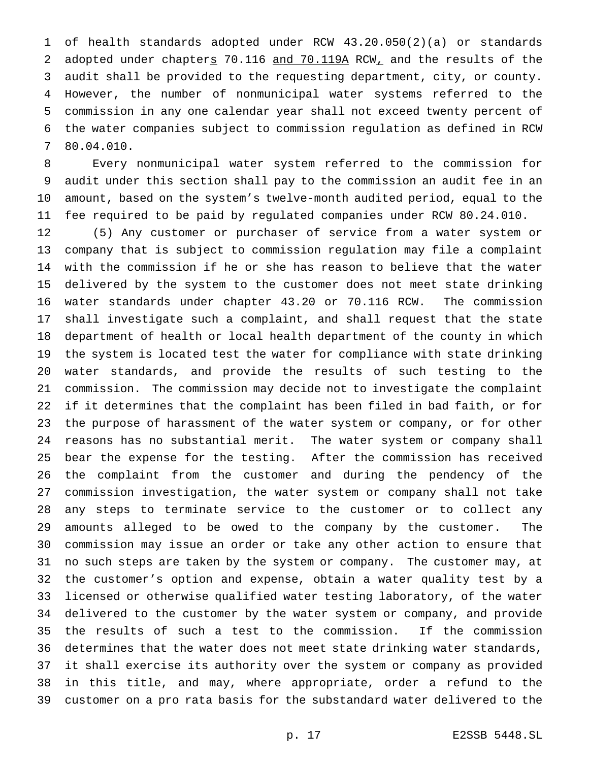of health standards adopted under RCW 43.20.050(2)(a) or standards adopted under chapters 70.116 and 70.119A RCW, and the results of the audit shall be provided to the requesting department, city, or county. However, the number of nonmunicipal water systems referred to the commission in any one calendar year shall not exceed twenty percent of the water companies subject to commission regulation as defined in RCW 80.04.010.

Every nonmunicipal water system referred to the commission for audit under this section shall pay to the commission an audit fee in an amount, based on the system's twelve-month audited period, equal to the fee required to be paid by regulated companies under RCW 80.24.010.

(5) Any customer or purchaser of service from a water system or company that is subject to commission regulation may file a complaint with the commission if he or she has reason to believe that the water delivered by the system to the customer does not meet state drinking water standards under chapter 43.20 or 70.116 RCW. The commission shall investigate such a complaint, and shall request that the state department of health or local health department of the county in which the system is located test the water for compliance with state drinking water standards, and provide the results of such testing to the commission. The commission may decide not to investigate the complaint if it determines that the complaint has been filed in bad faith, or for the purpose of harassment of the water system or company, or for other reasons has no substantial merit. The water system or company shall bear the expense for the testing. After the commission has received the complaint from the customer and during the pendency of the commission investigation, the water system or company shall not take any steps to terminate service to the customer or to collect any amounts alleged to be owed to the company by the customer. The commission may issue an order or take any other action to ensure that no such steps are taken by the system or company. The customer may, at the customer's option and expense, obtain a water quality test by a licensed or otherwise qualified water testing laboratory, of the water delivered to the customer by the water system or company, and provide the results of such a test to the commission. If the commission determines that the water does not meet state drinking water standards, it shall exercise its authority over the system or company as provided in this title, and may, where appropriate, order a refund to the customer on a pro rata basis for the substandard water delivered to the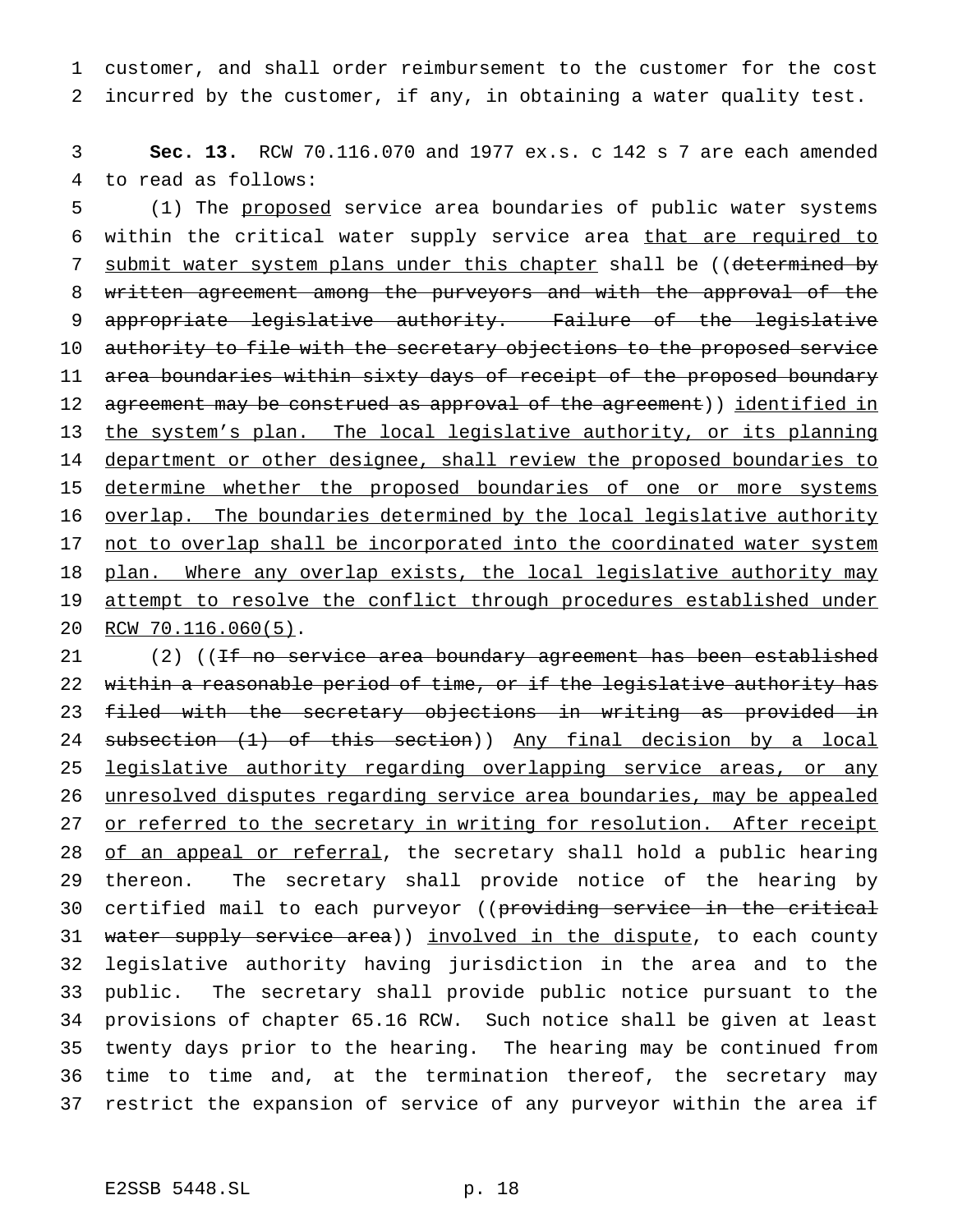customer, and shall order reimbursement to the customer for the cost incurred by the customer, if any, in obtaining a water quality test.

**Sec. 13.** RCW 70.116.070 and 1977 ex.s. c 142 s 7 are each amended to read as follows:

(1) The proposed service area boundaries of public water systems within the critical water supply service area that are required to submit water system plans under this chapter shall be ((~~determined by written agreement among the purveyors and with the approval of the appropriate legislative authority. Failure of the legislative authority to file with the secretary objections to the proposed service area boundaries within sixty days of receipt of the proposed boundary agreement may be construed as approval of the agreement~~)) identified in the system's plan. The local legislative authority, or its planning department or other designee, shall review the proposed boundaries to determine whether the proposed boundaries of one or more systems overlap. The boundaries determined by the local legislative authority not to overlap shall be incorporated into the coordinated water system plan. Where any overlap exists, the local legislative authority may attempt to resolve the conflict through procedures established under RCW 70.116.060(5).

(2) ((~~If no service area boundary agreement has been established within a reasonable period of time, or if the legislative authority has filed with the secretary objections in writing as provided in subsection (1) of this section~~)) Any final decision by a local legislative authority regarding overlapping service areas, or any unresolved disputes regarding service area boundaries, may be appealed or referred to the secretary in writing for resolution. After receipt of an appeal or referral, the secretary shall hold a public hearing thereon. The secretary shall provide notice of the hearing by certified mail to each purveyor ((~~providing service in the critical water supply service area~~)) involved in the dispute, to each county legislative authority having jurisdiction in the area and to the public. The secretary shall provide public notice pursuant to the provisions of chapter 65.16 RCW. Such notice shall be given at least twenty days prior to the hearing. The hearing may be continued from time to time and, at the termination thereof, the secretary may restrict the expansion of service of any purveyor within the area if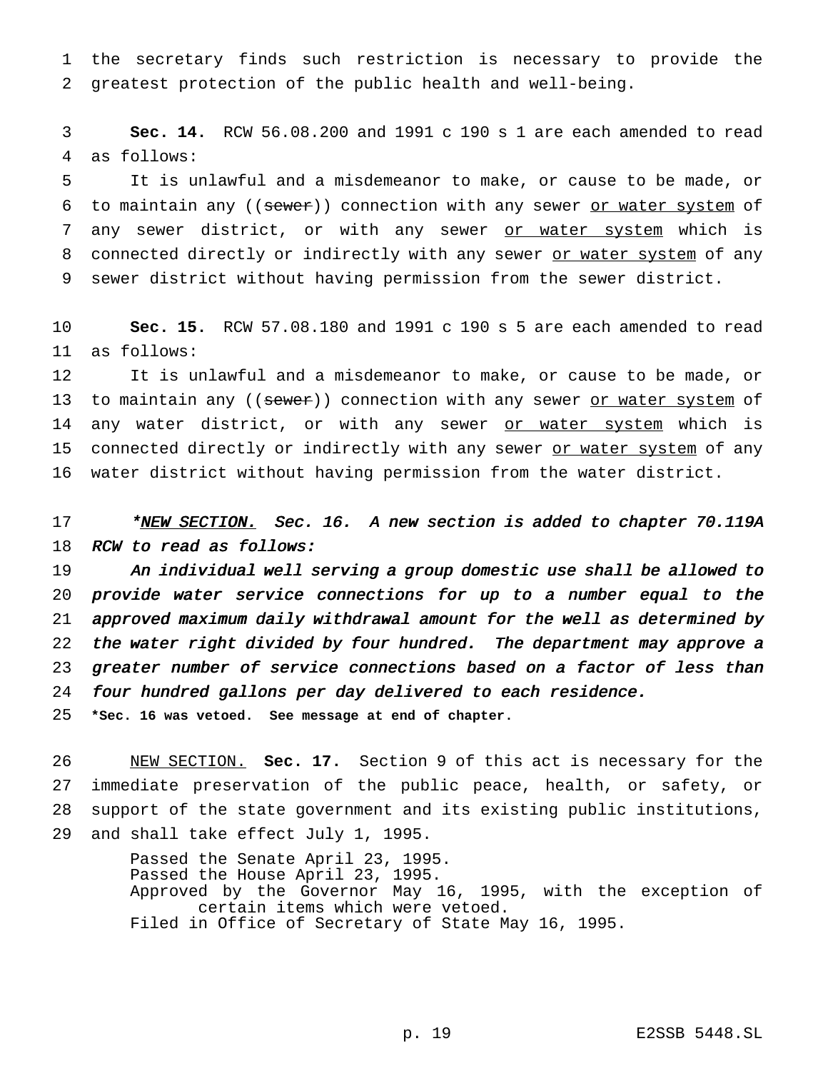the secretary finds such restriction is necessary to provide the greatest protection of the public health and well-being.

**Sec. 14.** RCW 56.08.200 and 1991 c 190 s 1 are each amended to read as follows:

It is unlawful and a misdemeanor to make, or cause to be made, or to maintain any ((~~sewer~~)) connection with any sewer <u>or water system</u> of any sewer district, or with any sewer <u>or water system</u> which is connected directly or indirectly with any sewer <u>or water system</u> of any sewer district without having permission from the sewer district.

**Sec. 15.** RCW 57.08.180 and 1991 c 190 s 5 are each amended to read as follows:

It is unlawful and a misdemeanor to make, or cause to be made, or to maintain any ((~~sewer~~)) connection with any sewer <u>or water system</u> of any water district, or with any sewer <u>or water system</u> which is connected directly or indirectly with any sewer <u>or water system</u> of any water district without having permission from the water district.

*\*<u>NEW SECTION.</u> Sec. 16. A new section is added to chapter 70.119A RCW to read as follows:*

*An individual well serving a group domestic use shall be allowed to provide water service connections for up to a number equal to the approved maximum daily withdrawal amount for the well as determined by the water right divided by four hundred. The department may approve a greater number of service connections based on a factor of less than four hundred gallons per day delivered to each residence.*

**\*Sec. 16 was vetoed. See message at end of chapter.**

<u>NEW SECTION.</u> **Sec. 17.** Section 9 of this act is necessary for the immediate preservation of the public peace, health, or safety, or support of the state government and its existing public institutions, and shall take effect July 1, 1995.

Passed the Senate April 23, 1995.
Passed the House April 23, 1995.
Approved by the Governor May 16, 1995, with the exception of certain items which were vetoed.
Filed in Office of Secretary of State May 16, 1995.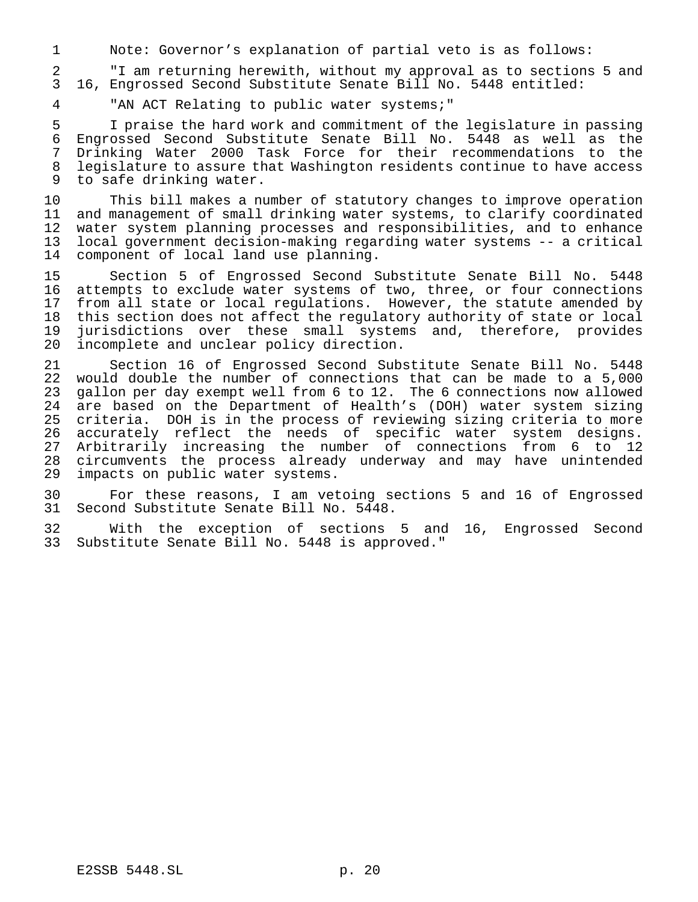Note: Governor's explanation of partial veto is as follows:

"I am returning herewith, without my approval as to sections 5 and 16, Engrossed Second Substitute Senate Bill No. 5448 entitled:

"AN ACT Relating to public water systems;"

I praise the hard work and commitment of the legislature in passing Engrossed Second Substitute Senate Bill No. 5448 as well as the Drinking Water 2000 Task Force for their recommendations to the legislature to assure that Washington residents continue to have access to safe drinking water.

This bill makes a number of statutory changes to improve operation and management of small drinking water systems, to clarify coordinated water system planning processes and responsibilities, and to enhance local government decision-making regarding water systems -- a critical component of local land use planning.

Section 5 of Engrossed Second Substitute Senate Bill No. 5448 attempts to exclude water systems of two, three, or four connections from all state or local regulations. However, the statute amended by this section does not affect the regulatory authority of state or local jurisdictions over these small systems and, therefore, provides incomplete and unclear policy direction.

Section 16 of Engrossed Second Substitute Senate Bill No. 5448 would double the number of connections that can be made to a 5,000 gallon per day exempt well from 6 to 12. The 6 connections now allowed are based on the Department of Health's (DOH) water system sizing criteria. DOH is in the process of reviewing sizing criteria to more accurately reflect the needs of specific water system designs. Arbitrarily increasing the number of connections from 6 to 12 circumvents the process already underway and may have unintended impacts on public water systems.

For these reasons, I am vetoing sections 5 and 16 of Engrossed Second Substitute Senate Bill No. 5448.

With the exception of sections 5 and 16, Engrossed Second Substitute Senate Bill No. 5448 is approved."